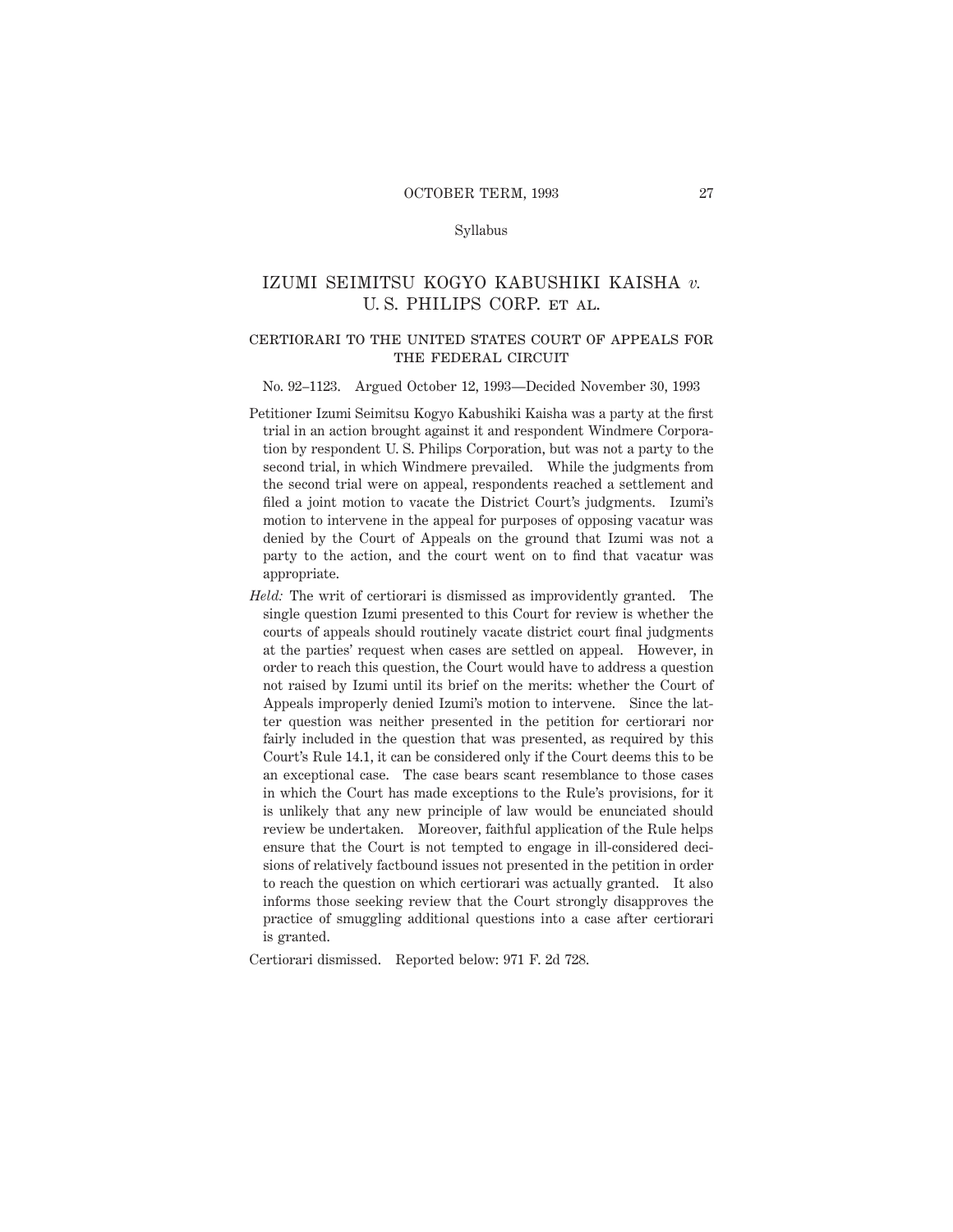Syllabus

# IZUMI SEIMITSU KOGYO KABUSHIKI KAISHA *v.* U. S. PHILIPS CORP. ET AL.

## CERTIORARI TO THE UNITED STATES COURT OF APPEALS FOR THE FEDERAL CIRCUIT

No. 92–1123. Argued October 12, 1993—Decided November 30, 1993

Petitioner Izumi Seimitsu Kogyo Kabushiki Kaisha was a party at the first trial in an action brought against it and respondent Windmere Corporation by respondent U. S. Philips Corporation, but was not a party to the second trial, in which Windmere prevailed. While the judgments from the second trial were on appeal, respondents reached a settlement and filed a joint motion to vacate the District Court's judgments. Izumi's motion to intervene in the appeal for purposes of opposing vacatur was denied by the Court of Appeals on the ground that Izumi was not a party to the action, and the court went on to find that vacatur was appropriate.

*Held:* The writ of certiorari is dismissed as improvidently granted. The single question Izumi presented to this Court for review is whether the courts of appeals should routinely vacate district court final judgments at the parties' request when cases are settled on appeal. However, in order to reach this question, the Court would have to address a question not raised by Izumi until its brief on the merits: whether the Court of Appeals improperly denied Izumi's motion to intervene. Since the latter question was neither presented in the petition for certiorari nor fairly included in the question that was presented, as required by this Court's Rule 14.1, it can be considered only if the Court deems this to be an exceptional case. The case bears scant resemblance to those cases in which the Court has made exceptions to the Rule's provisions, for it is unlikely that any new principle of law would be enunciated should review be undertaken. Moreover, faithful application of the Rule helps ensure that the Court is not tempted to engage in ill-considered decisions of relatively factbound issues not presented in the petition in order to reach the question on which certiorari was actually granted. It also informs those seeking review that the Court strongly disapproves the practice of smuggling additional questions into a case after certiorari is granted.

Certiorari dismissed. Reported below: 971 F. 2d 728.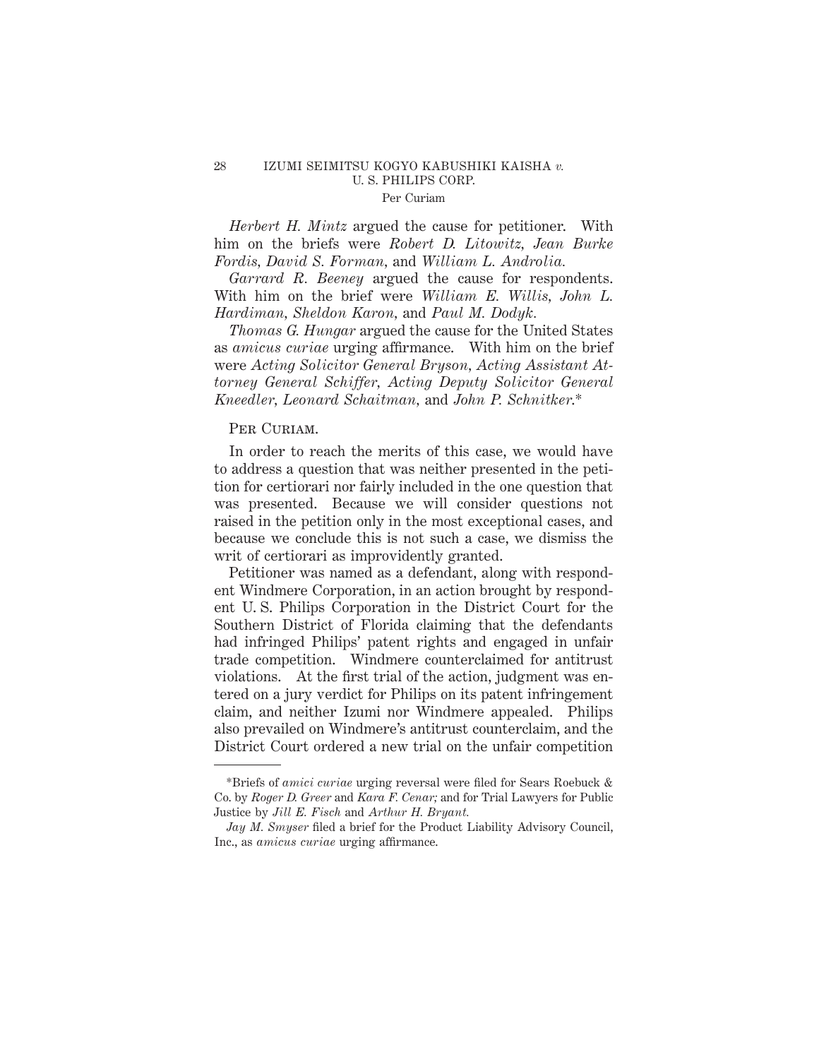*Herbert H. Mintz* argued the cause for petitioner. With him on the briefs were *Robert D. Litowitz, Jean Burke Fordis, David S. Forman,* and *William L. Androlia.*

*Garrard R. Beeney* argued the cause for respondents. With him on the brief were *William E. Willis, John L. Hardiman, Sheldon Karon,* and *Paul M. Dodyk.*

*Thomas G. Hungar* argued the cause for the United States as *amicus curiae* urging affirmance. With him on the brief were *Acting Solicitor General Bryson, Acting Assistant Attorney General Schiffer, Acting Deputy Solicitor General Kneedler, Leonard Schaitman,* and *John P. Schnitker.*\*

PER CURIAM.

In order to reach the merits of this case, we would have to address a question that was neither presented in the petition for certiorari nor fairly included in the one question that was presented. Because we will consider questions not raised in the petition only in the most exceptional cases, and because we conclude this is not such a case, we dismiss the writ of certiorari as improvidently granted.

Petitioner was named as a defendant, along with respondent Windmere Corporation, in an action brought by respondent U. S. Philips Corporation in the District Court for the Southern District of Florida claiming that the defendants had infringed Philips' patent rights and engaged in unfair trade competition. Windmere counterclaimed for antitrust violations. At the first trial of the action, judgment was entered on a jury verdict for Philips on its patent infringement claim, and neither Izumi nor Windmere appealed. Philips also prevailed on Windmere's antitrust counterclaim, and the District Court ordered a new trial on the unfair competition

---

\*Briefs of *amici curiae* urging reversal were filed for Sears Roebuck & Co. by *Roger D. Greer* and *Kara F. Cenar;* and for Trial Lawyers for Public Justice by *Jill E. Fisch* and *Arthur H. Bryant.*

*Jay M. Smyser* filed a brief for the Product Liability Advisory Council, Inc., as *amicus curiae* urging affirmance.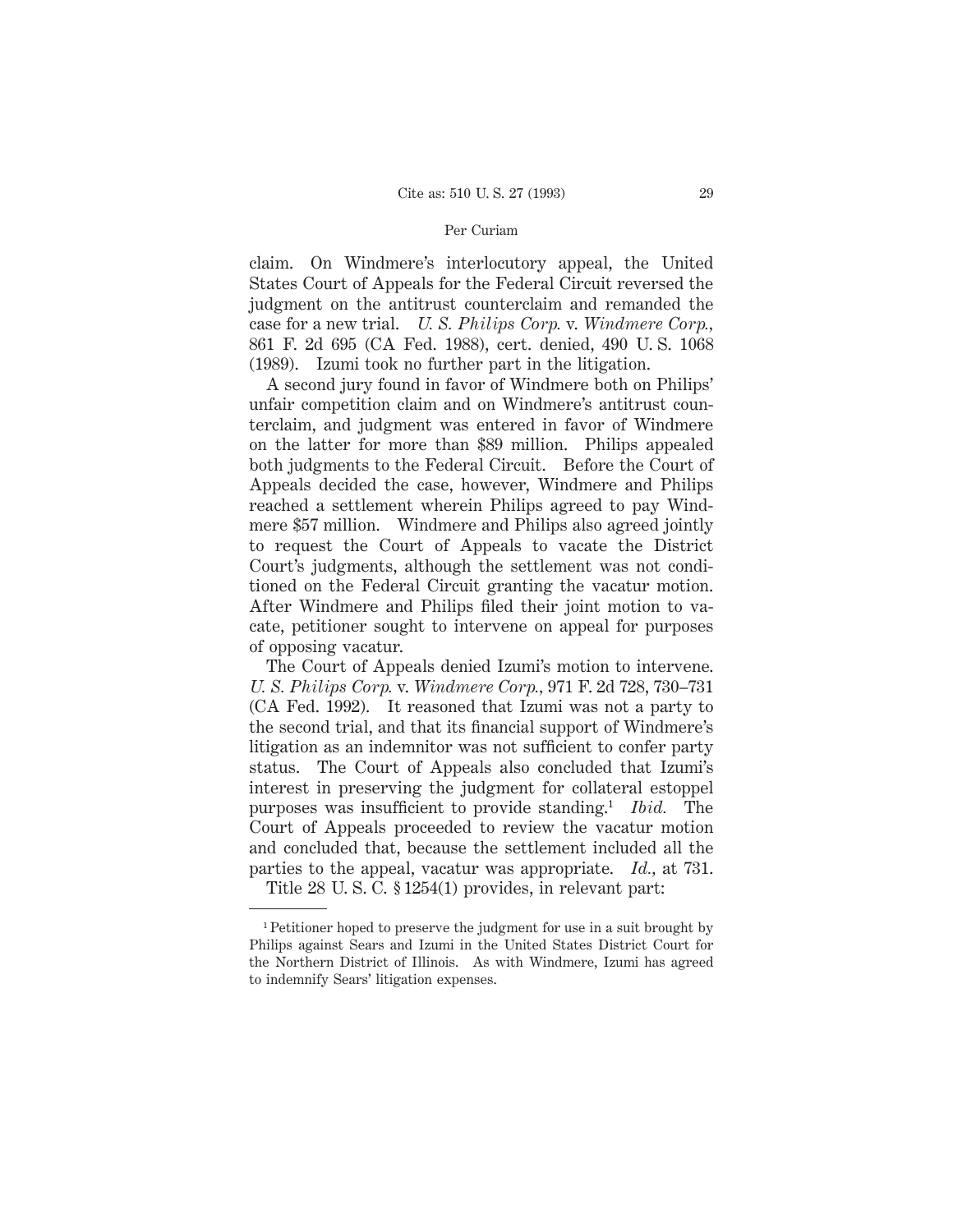claim. On Windmere's interlocutory appeal, the United States Court of Appeals for the Federal Circuit reversed the judgment on the antitrust counterclaim and remanded the case for a new trial. *U. S. Philips Corp.* v. *Windmere Corp.,* 861 F. 2d 695 (CA Fed. 1988), cert. denied, 490 U. S. 1068 (1989). Izumi took no further part in the litigation.

A second jury found in favor of Windmere both on Philips' unfair competition claim and on Windmere's antitrust counterclaim, and judgment was entered in favor of Windmere on the latter for more than $89 million. Philips appealed both judgments to the Federal Circuit. Before the Court of Appeals decided the case, however, Windmere and Philips reached a settlement wherein Philips agreed to pay Windmere $57 million. Windmere and Philips also agreed jointly to request the Court of Appeals to vacate the District Court's judgments, although the settlement was not conditioned on the Federal Circuit granting the vacatur motion. After Windmere and Philips filed their joint motion to vacate, petitioner sought to intervene on appeal for purposes of opposing vacatur.

The Court of Appeals denied Izumi's motion to intervene. *U. S. Philips Corp.* v. *Windmere Corp.,* 971 F. 2d 728, 730–731 (CA Fed. 1992). It reasoned that Izumi was not a party to the second trial, and that its financial support of Windmere's litigation as an indemnitor was not sufficient to confer party status. The Court of Appeals also concluded that Izumi's interest in preserving the judgment for collateral estoppel purposes was insufficient to provide standing.[1] *Ibid.* The Court of Appeals proceeded to review the vacatur motion and concluded that, because the settlement included all the parties to the appeal, vacatur was appropriate. *Id.,* at 731.

Title 28 U. S. C. § 1254(1) provides, in relevant part:

---

[1] Petitioner hoped to preserve the judgment for use in a suit brought by Philips against Sears and Izumi in the United States District Court for the Northern District of Illinois. As with Windmere, Izumi has agreed to indemnify Sears' litigation expenses.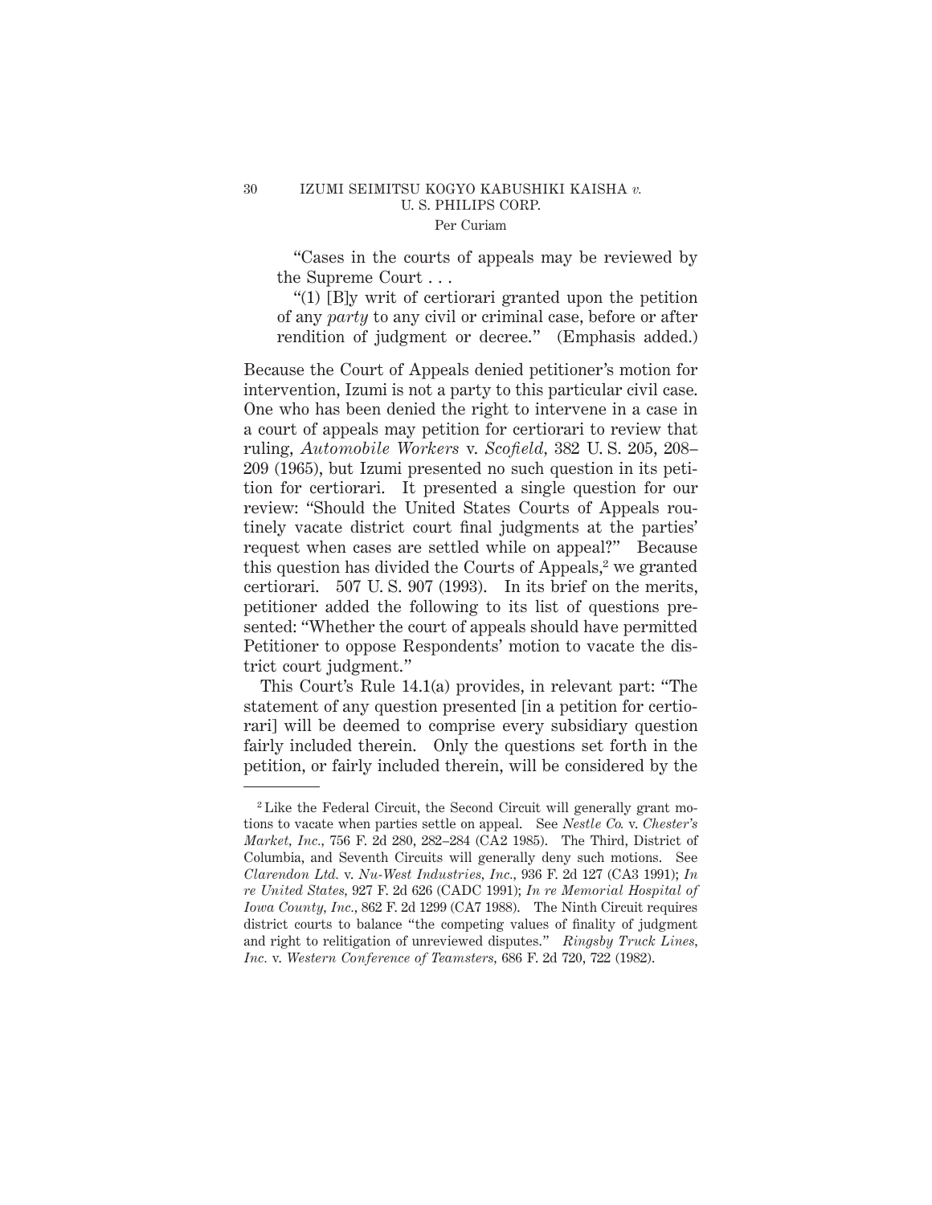"Cases in the courts of appeals may be reviewed by the Supreme Court . . .

"(1) [B]y writ of certiorari granted upon the petition of any *party* to any civil or criminal case, before or after rendition of judgment or decree." (Emphasis added.)

Because the Court of Appeals denied petitioner's motion for intervention, Izumi is not a party to this particular civil case. One who has been denied the right to intervene in a case in a court of appeals may petition for certiorari to review that ruling, *Automobile Workers* v. *Scofield,* 382 U. S. 205, 208–209 (1965), but Izumi presented no such question in its petition for certiorari. It presented a single question for our review: "Should the United States Courts of Appeals routinely vacate district court final judgments at the parties' request when cases are settled while on appeal?" Because this question has divided the Courts of Appeals,[2] we granted certiorari. 507 U. S. 907 (1993). In its brief on the merits, petitioner added the following to its list of questions presented: "Whether the court of appeals should have permitted Petitioner to oppose Respondents' motion to vacate the district court judgment."

This Court's Rule 14.1(a) provides, in relevant part: "The statement of any question presented [in a petition for certiorari] will be deemed to comprise every subsidiary question fairly included therein. Only the questions set forth in the petition, or fairly included therein, will be considered by the

---

[2] Like the Federal Circuit, the Second Circuit will generally grant motions to vacate when parties settle on appeal. See *Nestle Co.* v. *Chester's Market, Inc.,* 756 F. 2d 280, 282–284 (CA2 1985). The Third, District of Columbia, and Seventh Circuits will generally deny such motions. See *Clarendon Ltd.* v. *Nu-West Industries, Inc.,* 936 F. 2d 127 (CA3 1991); *In re United States,* 927 F. 2d 626 (CADC 1991); *In re Memorial Hospital of Iowa County, Inc.,* 862 F. 2d 1299 (CA7 1988). The Ninth Circuit requires district courts to balance "the competing values of finality of judgment and right to relitigation of unreviewed disputes." *Ringsby Truck Lines, Inc.* v. *Western Conference of Teamsters,* 686 F. 2d 720, 722 (1982).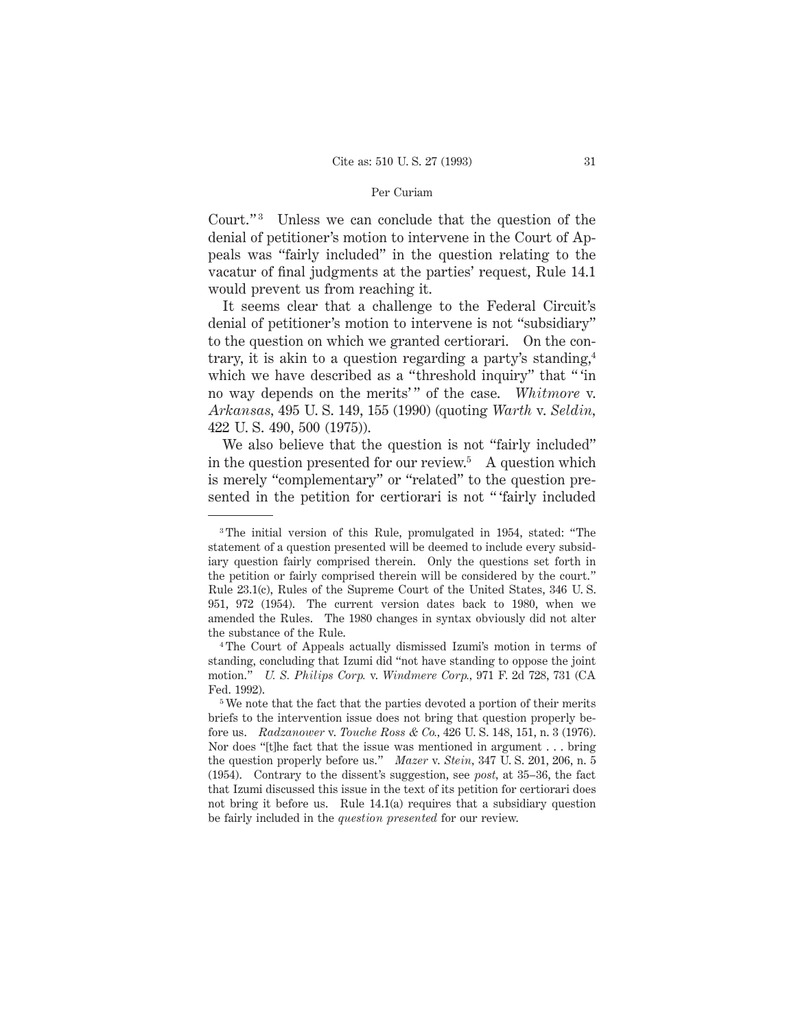Court."[3] Unless we can conclude that the question of the denial of petitioner's motion to intervene in the Court of Appeals was "fairly included" in the question relating to the vacatur of final judgments at the parties' request, Rule 14.1 would prevent us from reaching it.

It seems clear that a challenge to the Federal Circuit's denial of petitioner's motion to intervene is not "subsidiary" to the question on which we granted certiorari. On the contrary, it is akin to a question regarding a party's standing,[4] which we have described as a "threshold inquiry" that " 'in no way depends on the merits' " of the case. *Whitmore* v. *Arkansas*, 495 U. S. 149, 155 (1990) (quoting *Warth* v. *Seldin*, 422 U. S. 490, 500 (1975)).

We also believe that the question is not "fairly included" in the question presented for our review.[5] A question which is merely "complementary" or "related" to the question presented in the petition for certiorari is not " 'fairly included

---

[3] The initial version of this Rule, promulgated in 1954, stated: "The statement of a question presented will be deemed to include every subsidiary question fairly comprised therein. Only the questions set forth in the petition or fairly comprised therein will be considered by the court." Rule 23.1(c), Rules of the Supreme Court of the United States, 346 U. S. 951, 972 (1954). The current version dates back to 1980, when we amended the Rules. The 1980 changes in syntax obviously did not alter the substance of the Rule.

[4] The Court of Appeals actually dismissed Izumi's motion in terms of standing, concluding that Izumi did "not have standing to oppose the joint motion." *U. S. Philips Corp.* v. *Windmere Corp.*, 971 F. 2d 728, 731 (CA Fed. 1992).

[5] We note that the fact that the parties devoted a portion of their merits briefs to the intervention issue does not bring that question properly before us. *Radzanower* v. *Touche Ross & Co.*, 426 U. S. 148, 151, n. 3 (1976). Nor does "[t]he fact that the issue was mentioned in argument . . . bring the question properly before us." *Mazer* v. *Stein*, 347 U. S. 201, 206, n. 5 (1954). Contrary to the dissent's suggestion, see *post*, at 35–36, the fact that Izumi discussed this issue in the text of its petition for certiorari does not bring it before us. Rule 14.1(a) requires that a subsidiary question be fairly included in the *question presented* for our review.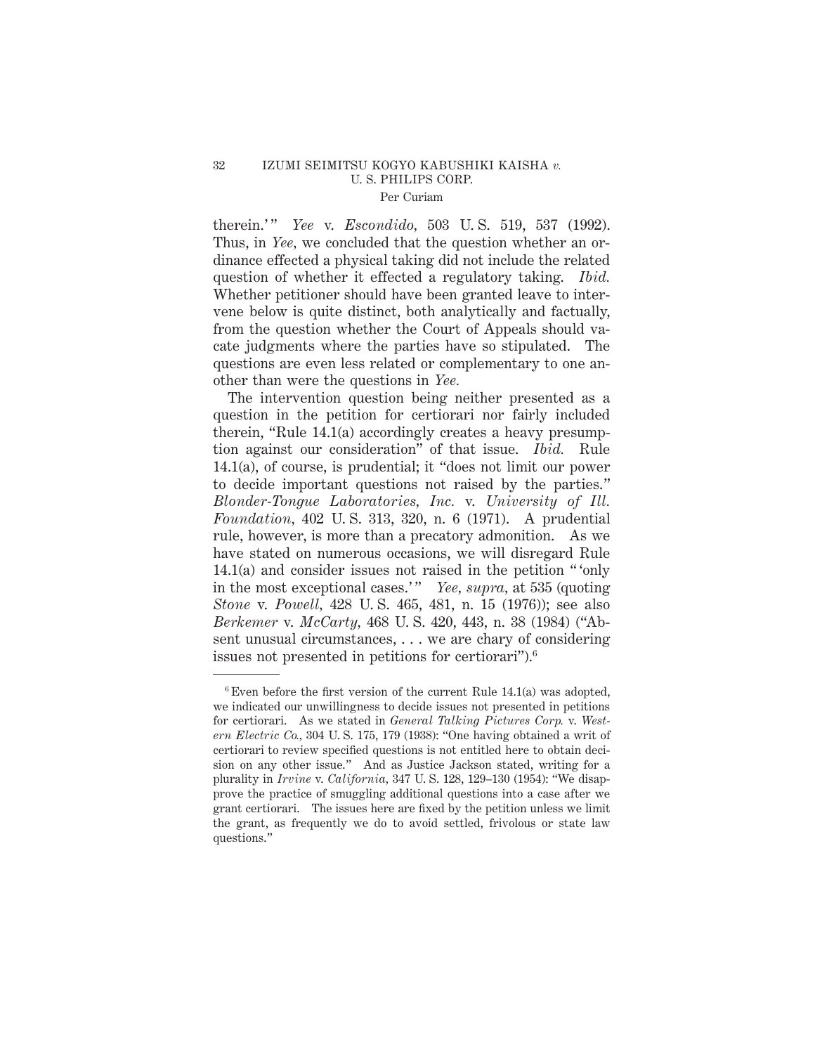therein.'" *Yee* v. *Escondido*, 503 U. S. 519, 537 (1992). Thus, in *Yee*, we concluded that the question whether an ordinance effected a physical taking did not include the related question of whether it effected a regulatory taking. *Ibid.* Whether petitioner should have been granted leave to intervene below is quite distinct, both analytically and factually, from the question whether the Court of Appeals should vacate judgments where the parties have so stipulated. The questions are even less related or complementary to one another than were the questions in *Yee.*

The intervention question being neither presented as a question in the petition for certiorari nor fairly included therein, "Rule 14.1(a) accordingly creates a heavy presumption against our consideration" of that issue. *Ibid.* Rule 14.1(a), of course, is prudential; it "does not limit our power to decide important questions not raised by the parties." *Blonder-Tongue Laboratories, Inc.* v. *University of Ill. Foundation*, 402 U. S. 313, 320, n. 6 (1971). A prudential rule, however, is more than a precatory admonition. As we have stated on numerous occasions, we will disregard Rule 14.1(a) and consider issues not raised in the petition "'only in the most exceptional cases.'" *Yee*, *supra*, at 535 (quoting *Stone* v. *Powell*, 428 U. S. 465, 481, n. 15 (1976)); see also *Berkemer* v. *McCarty*, 468 U. S. 420, 443, n. 38 (1984) ("Absent unusual circumstances, . . . we are chary of considering issues not presented in petitions for certiorari").[6]

---

[6] Even before the first version of the current Rule 14.1(a) was adopted, we indicated our unwillingness to decide issues not presented in petitions for certiorari. As we stated in *General Talking Pictures Corp.* v. *Western Electric Co.*, 304 U. S. 175, 179 (1938): "One having obtained a writ of certiorari to review specified questions is not entitled here to obtain decision on any other issue." And as Justice Jackson stated, writing for a plurality in *Irvine* v. *California*, 347 U. S. 128, 129–130 (1954): "We disapprove the practice of smuggling additional questions into a case after we grant certiorari. The issues here are fixed by the petition unless we limit the grant, as frequently we do to avoid settled, frivolous or state law questions."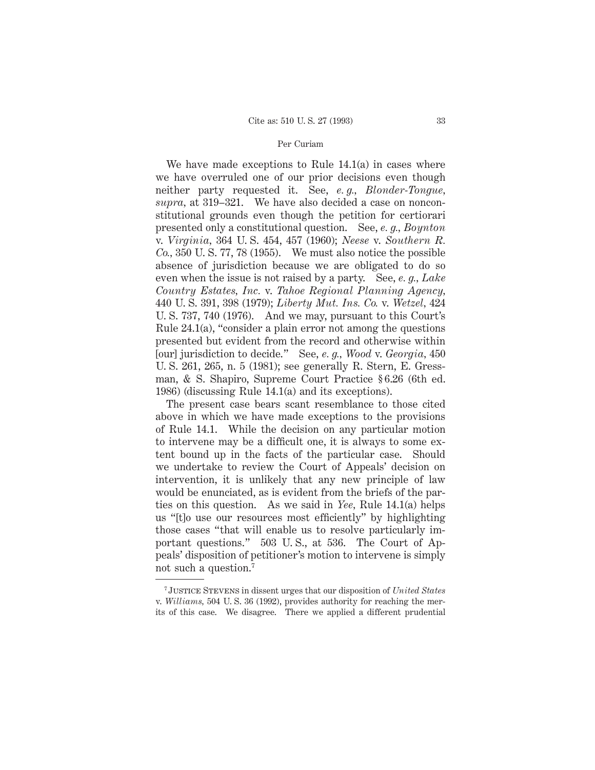We have made exceptions to Rule 14.1(a) in cases where we have overruled one of our prior decisions even though neither party requested it. See, *e. g., Blonder-Tongue, supra,* at 319–321. We have also decided a case on nonconstitutional grounds even though the petition for certiorari presented only a constitutional question. See, *e. g., Boynton* v. *Virginia,* 364 U. S. 454, 457 (1960); *Neese* v. *Southern R. Co.,* 350 U. S. 77, 78 (1955). We must also notice the possible absence of jurisdiction because we are obligated to do so even when the issue is not raised by a party. See, *e. g., Lake Country Estates, Inc.* v. *Tahoe Regional Planning Agency,* 440 U. S. 391, 398 (1979); *Liberty Mut. Ins. Co.* v. *Wetzel,* 424 U. S. 737, 740 (1976). And we may, pursuant to this Court's Rule 24.1(a), "consider a plain error not among the questions presented but evident from the record and otherwise within [our] jurisdiction to decide." See, *e. g., Wood* v. *Georgia,* 450 U. S. 261, 265, n. 5 (1981); see generally R. Stern, E. Gressman, & S. Shapiro, Supreme Court Practice § 6.26 (6th ed. 1986) (discussing Rule 14.1(a) and its exceptions).

The present case bears scant resemblance to those cited above in which we have made exceptions to the provisions of Rule 14.1. While the decision on any particular motion to intervene may be a difficult one, it is always to some extent bound up in the facts of the particular case. Should we undertake to review the Court of Appeals' decision on intervention, it is unlikely that any new principle of law would be enunciated, as is evident from the briefs of the parties on this question. As we said in *Yee,* Rule 14.1(a) helps us "[t]o use our resources most efficiently" by highlighting those cases "that will enable us to resolve particularly important questions." 503 U. S., at 536. The Court of Appeals' disposition of petitioner's motion to intervene is simply not such a question.[7]

---

[7] JUSTICE STEVENS in dissent urges that our disposition of *United States* v. *Williams,* 504 U. S. 36 (1992), provides authority for reaching the merits of this case. We disagree. There we applied a different prudential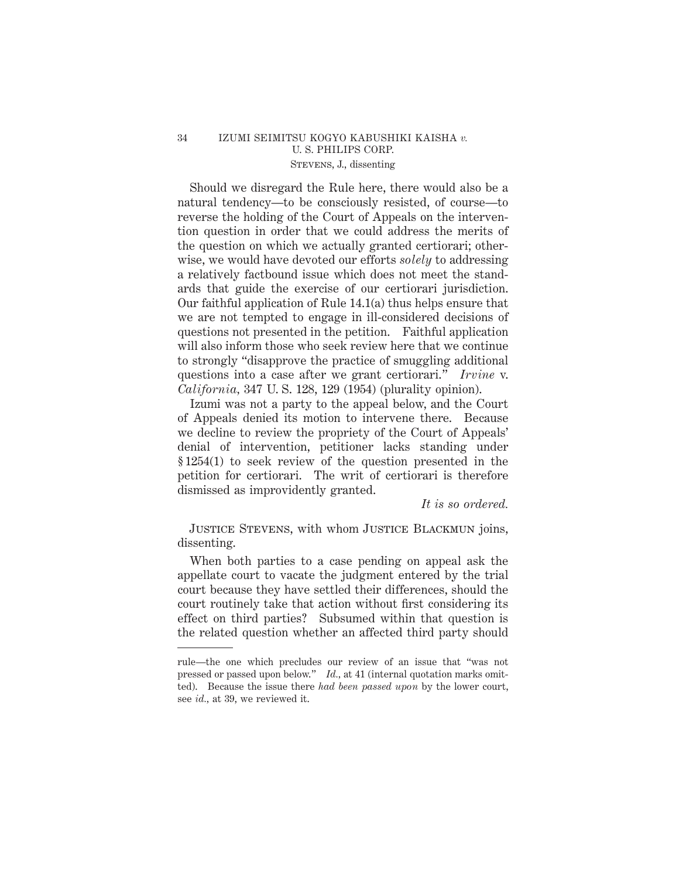Should we disregard the Rule here, there would also be a natural tendency—to be consciously resisted, of course—to reverse the holding of the Court of Appeals on the intervention question in order that we could address the merits of the question on which we actually granted certiorari; otherwise, we would have devoted our efforts *solely* to addressing a relatively factbound issue which does not meet the standards that guide the exercise of our certiorari jurisdiction. Our faithful application of Rule 14.1(a) thus helps ensure that we are not tempted to engage in ill-considered decisions of questions not presented in the petition. Faithful application will also inform those who seek review here that we continue to strongly "disapprove the practice of smuggling additional questions into a case after we grant certiorari." *Irvine* v. *California*, 347 U. S. 128, 129 (1954) (plurality opinion).

Izumi was not a party to the appeal below, and the Court of Appeals denied its motion to intervene there. Because we decline to review the propriety of the Court of Appeals' denial of intervention, petitioner lacks standing under § 1254(1) to seek review of the question presented in the petition for certiorari. The writ of certiorari is therefore dismissed as improvidently granted.

*It is so ordered.*

Justice Stevens, with whom Justice Blackmun joins, dissenting.

When both parties to a case pending on appeal ask the appellate court to vacate the judgment entered by the trial court because they have settled their differences, should the court routinely take that action without first considering its effect on third parties? Subsumed within that question is the related question whether an affected third party should

---

rule—the one which precludes our review of an issue that "was not pressed or passed upon below." *Id.*, at 41 (internal quotation marks omitted). Because the issue there *had been passed upon* by the lower court, see *id.*, at 39, we reviewed it.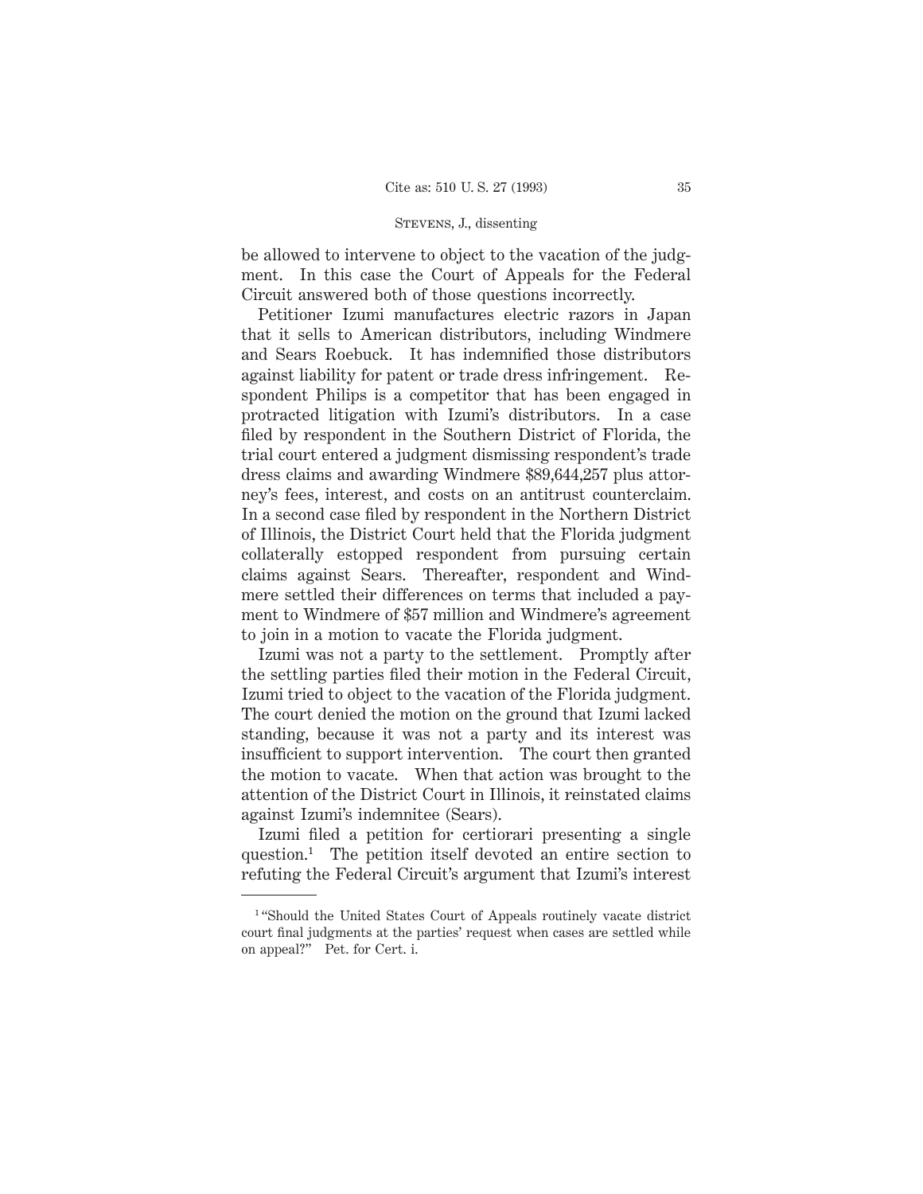be allowed to intervene to object to the vacation of the judgment. In this case the Court of Appeals for the Federal Circuit answered both of those questions incorrectly.

Petitioner Izumi manufactures electric razors in Japan that it sells to American distributors, including Windmere and Sears Roebuck. It has indemnified those distributors against liability for patent or trade dress infringement. Respondent Philips is a competitor that has been engaged in protracted litigation with Izumi's distributors. In a case filed by respondent in the Southern District of Florida, the trial court entered a judgment dismissing respondent's trade dress claims and awarding Windmere $89,644,257 plus attorney's fees, interest, and costs on an antitrust counterclaim. In a second case filed by respondent in the Northern District of Illinois, the District Court held that the Florida judgment collaterally estopped respondent from pursuing certain claims against Sears. Thereafter, respondent and Windmere settled their differences on terms that included a payment to Windmere of $57 million and Windmere's agreement to join in a motion to vacate the Florida judgment.

Izumi was not a party to the settlement. Promptly after the settling parties filed their motion in the Federal Circuit, Izumi tried to object to the vacation of the Florida judgment. The court denied the motion on the ground that Izumi lacked standing, because it was not a party and its interest was insufficient to support intervention. The court then granted the motion to vacate. When that action was brought to the attention of the District Court in Illinois, it reinstated claims against Izumi's indemnitee (Sears).

Izumi filed a petition for certiorari presenting a single question.[1] The petition itself devoted an entire section to refuting the Federal Circuit's argument that Izumi's interest

---

[1] "Should the United States Court of Appeals routinely vacate district court final judgments at the parties' request when cases are settled while on appeal?" Pet. for Cert. i.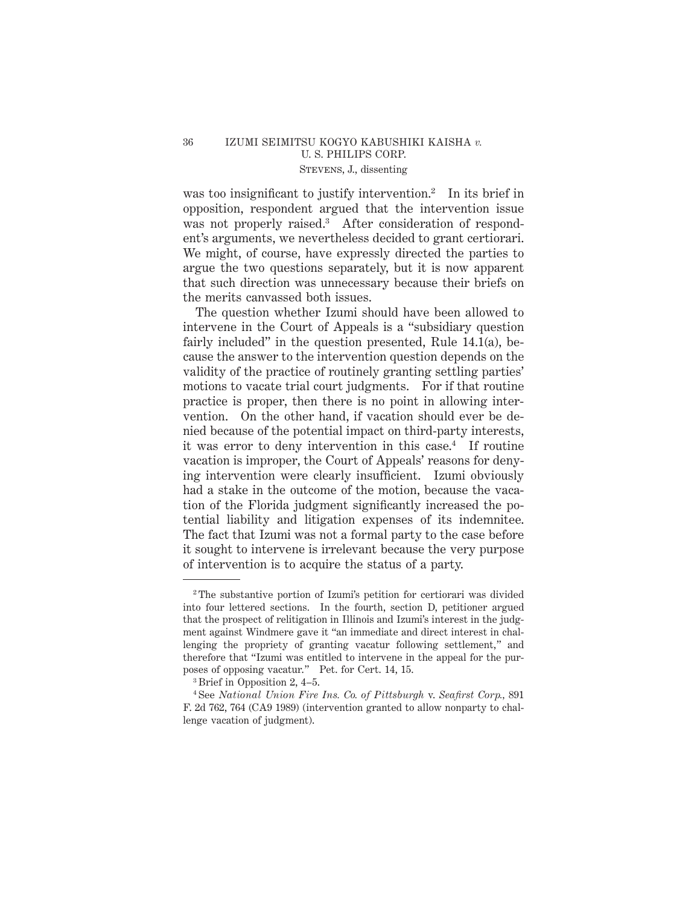was too insignificant to justify intervention.[2] In its brief in opposition, respondent argued that the intervention issue was not properly raised.[3] After consideration of respondent's arguments, we nevertheless decided to grant certiorari. We might, of course, have expressly directed the parties to argue the two questions separately, but it is now apparent that such direction was unnecessary because their briefs on the merits canvassed both issues.

The question whether Izumi should have been allowed to intervene in the Court of Appeals is a "subsidiary question fairly included" in the question presented, Rule 14.1(a), because the answer to the intervention question depends on the validity of the practice of routinely granting settling parties' motions to vacate trial court judgments. For if that routine practice is proper, then there is no point in allowing intervention. On the other hand, if vacation should ever be denied because of the potential impact on third-party interests, it was error to deny intervention in this case.[4] If routine vacation is improper, the Court of Appeals' reasons for denying intervention were clearly insufficient. Izumi obviously had a stake in the outcome of the motion, because the vacation of the Florida judgment significantly increased the potential liability and litigation expenses of its indemnitee. The fact that Izumi was not a formal party to the case before it sought to intervene is irrelevant because the very purpose of intervention is to acquire the status of a party.

---

[2] The substantive portion of Izumi's petition for certiorari was divided into four lettered sections. In the fourth, section D, petitioner argued that the prospect of relitigation in Illinois and Izumi's interest in the judgment against Windmere gave it "an immediate and direct interest in challenging the propriety of granting vacatur following settlement," and therefore that "Izumi was entitled to intervene in the appeal for the purposes of opposing vacatur." Pet. for Cert. 14, 15.

[3] Brief in Opposition 2, 4–5.

[4] See *National Union Fire Ins. Co. of Pittsburgh* v. *Seafirst Corp.*, 891 F. 2d 762, 764 (CA9 1989) (intervention granted to allow nonparty to challenge vacation of judgment).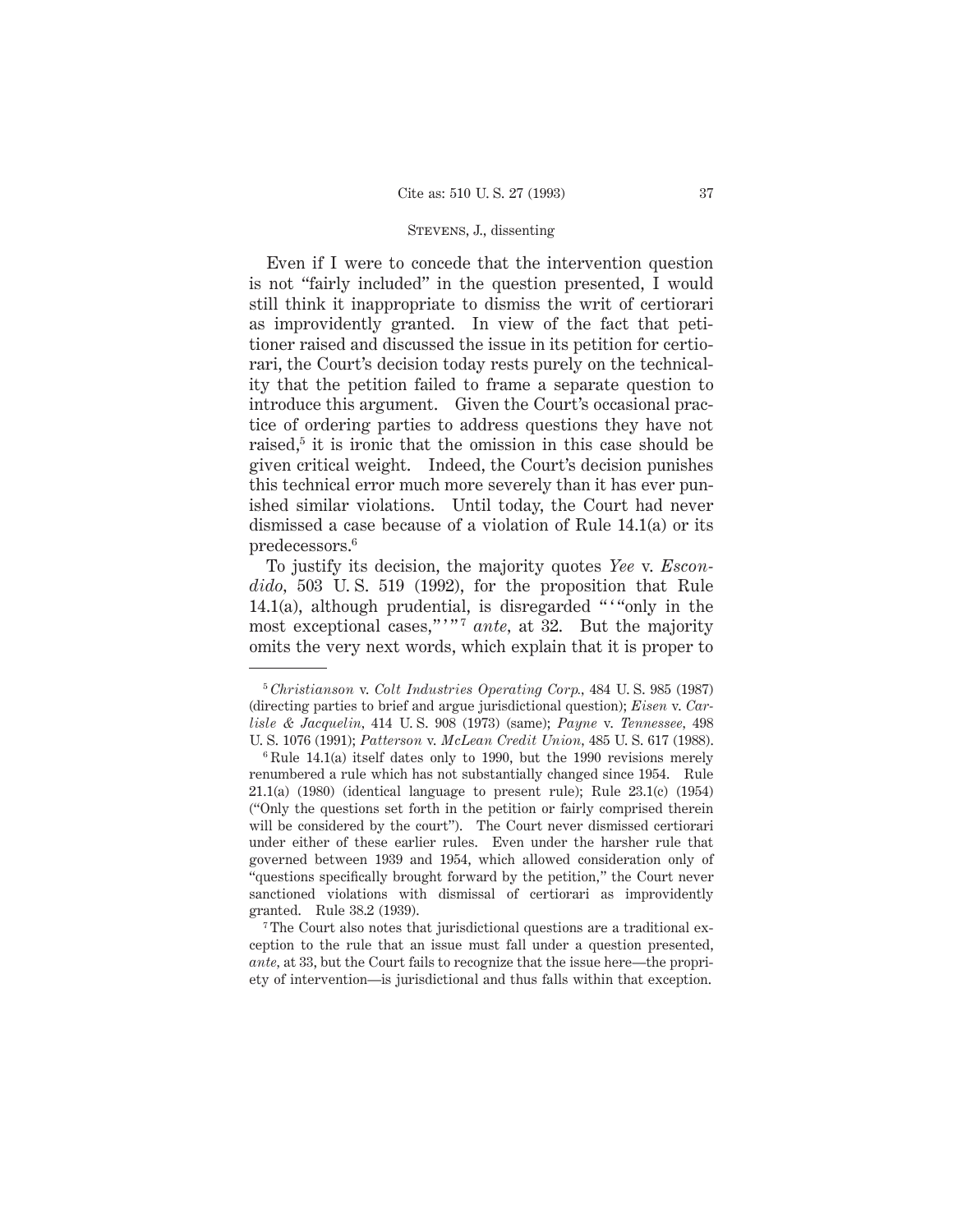Even if I were to concede that the intervention question is not "fairly included" in the question presented, I would still think it inappropriate to dismiss the writ of certiorari as improvidently granted. In view of the fact that petitioner raised and discussed the issue in its petition for certiorari, the Court's decision today rests purely on the technicality that the petition failed to frame a separate question to introduce this argument. Given the Court's occasional practice of ordering parties to address questions they have not raised,[5] it is ironic that the omission in this case should be given critical weight. Indeed, the Court's decision punishes this technical error much more severely than it has ever punished similar violations. Until today, the Court had never dismissed a case because of a violation of Rule 14.1(a) or its predecessors.[6]

To justify its decision, the majority quotes *Yee* v. *Escondido*, 503 U. S. 519 (1992), for the proposition that Rule 14.1(a), although prudential, is disregarded "'"only in the most exceptional cases,"'"[7] *ante*, at 32. But the majority omits the very next words, which explain that it is proper to

---

[5] *Christianson* v. *Colt Industries Operating Corp.*, 484 U. S. 985 (1987) (directing parties to brief and argue jurisdictional question); *Eisen* v. *Carlisle & Jacquelin*, 414 U. S. 908 (1973) (same); *Payne* v. *Tennessee*, 498 U. S. 1076 (1991); *Patterson* v. *McLean Credit Union*, 485 U. S. 617 (1988).

[6] Rule 14.1(a) itself dates only to 1990, but the 1990 revisions merely renumbered a rule which has not substantially changed since 1954. Rule 21.1(a) (1980) (identical language to present rule); Rule 23.1(c) (1954) ("Only the questions set forth in the petition or fairly comprised therein will be considered by the court"). The Court never dismissed certiorari under either of these earlier rules. Even under the harsher rule that governed between 1939 and 1954, which allowed consideration only of "questions specifically brought forward by the petition," the Court never sanctioned violations with dismissal of certiorari as improvidently granted. Rule 38.2 (1939).

[7] The Court also notes that jurisdictional questions are a traditional exception to the rule that an issue must fall under a question presented, *ante*, at 33, but the Court fails to recognize that the issue here—the propriety of intervention—is jurisdictional and thus falls within that exception.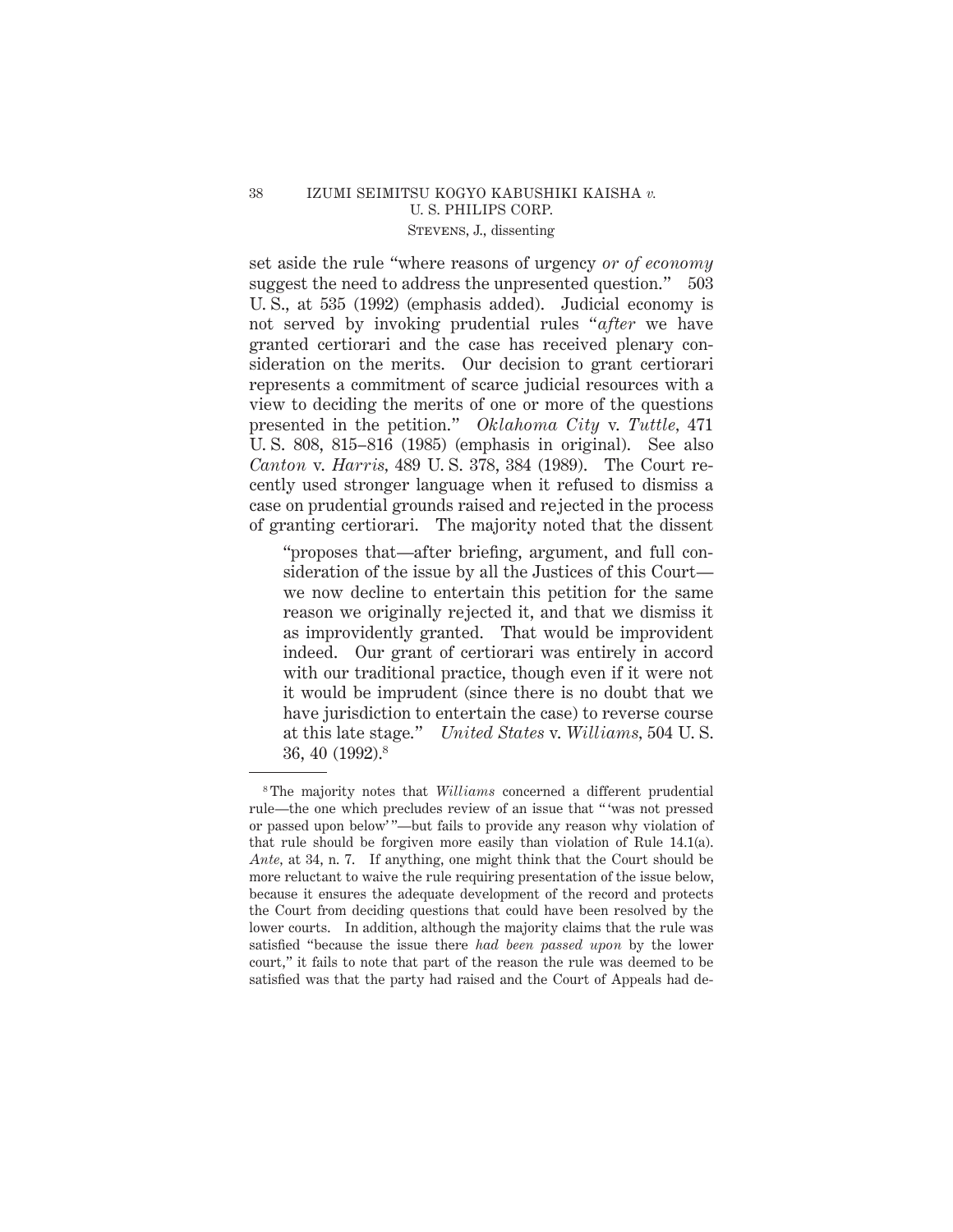set aside the rule "where reasons of urgency *or of economy* suggest the need to address the unpresented question." 503 U. S., at 535 (1992) (emphasis added). Judicial economy is not served by invoking prudential rules "*after* we have granted certiorari and the case has received plenary consideration on the merits. Our decision to grant certiorari represents a commitment of scarce judicial resources with a view to deciding the merits of one or more of the questions presented in the petition." *Oklahoma City* v. *Tuttle*, 471 U. S. 808, 815–816 (1985) (emphasis in original). See also *Canton* v. *Harris*, 489 U. S. 378, 384 (1989). The Court recently used stronger language when it refused to dismiss a case on prudential grounds raised and rejected in the process of granting certiorari. The majority noted that the dissent

> "proposes that—after briefing, argument, and full consideration of the issue by all the Justices of this Court—we now decline to entertain this petition for the same reason we originally rejected it, and that we dismiss it as improvidently granted. That would be improvident indeed. Our grant of certiorari was entirely in accord with our traditional practice, though even if it were not it would be imprudent (since there is no doubt that we have jurisdiction to entertain the case) to reverse course at this late stage." *United States* v. *Williams*, 504 U. S. 36, 40 (1992).[8]

---

[8] The majority notes that *Williams* concerned a different prudential rule—the one which precludes review of an issue that "'was not pressed or passed upon below'"—but fails to provide any reason why violation of that rule should be forgiven more easily than violation of Rule 14.1(a). *Ante*, at 34, n. 7. If anything, one might think that the Court should be more reluctant to waive the rule requiring presentation of the issue below, because it ensures the adequate development of the record and protects the Court from deciding questions that could have been resolved by the lower courts. In addition, although the majority claims that the rule was satisfied "because the issue there *had been passed upon* by the lower court," it fails to note that part of the reason the rule was deemed to be satisfied was that the party had raised and the Court of Appeals had de-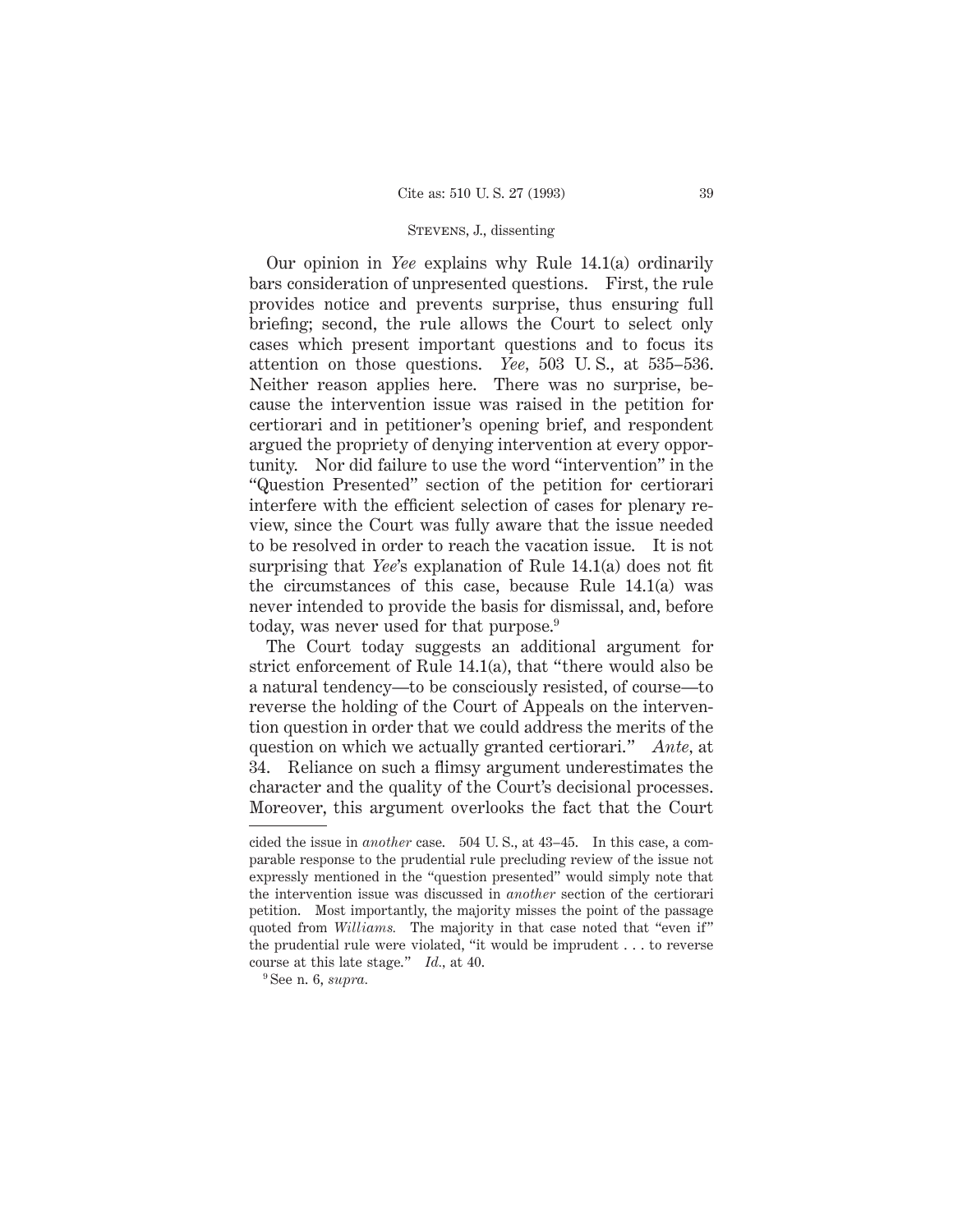Our opinion in *Yee* explains why Rule 14.1(a) ordinarily bars consideration of unpresented questions. First, the rule provides notice and prevents surprise, thus ensuring full briefing; second, the rule allows the Court to select only cases which present important questions and to focus its attention on those questions. *Yee*, 503 U. S., at 535–536. Neither reason applies here. There was no surprise, because the intervention issue was raised in the petition for certiorari and in petitioner's opening brief, and respondent argued the propriety of denying intervention at every opportunity. Nor did failure to use the word "intervention" in the "Question Presented" section of the petition for certiorari interfere with the efficient selection of cases for plenary review, since the Court was fully aware that the issue needed to be resolved in order to reach the vacation issue. It is not surprising that *Yee*'s explanation of Rule 14.1(a) does not fit the circumstances of this case, because Rule 14.1(a) was never intended to provide the basis for dismissal, and, before today, was never used for that purpose.[9]

The Court today suggests an additional argument for strict enforcement of Rule 14.1(a), that "there would also be a natural tendency—to be consciously resisted, of course—to reverse the holding of the Court of Appeals on the intervention question in order that we could address the merits of the question on which we actually granted certiorari." *Ante,* at 34. Reliance on such a flimsy argument underestimates the character and the quality of the Court's decisional processes. Moreover, this argument overlooks the fact that the Court

---

cided the issue in *another* case. 504 U. S., at 43–45. In this case, a comparable response to the prudential rule precluding review of the issue not expressly mentioned in the "question presented" would simply note that the intervention issue was discussed in *another* section of the certiorari petition. Most importantly, the majority misses the point of the passage quoted from *Williams.* The majority in that case noted that "even if" the prudential rule were violated, "it would be imprudent . . . to reverse course at this late stage." *Id.*, at 40.

[9] See n. 6, *supra.*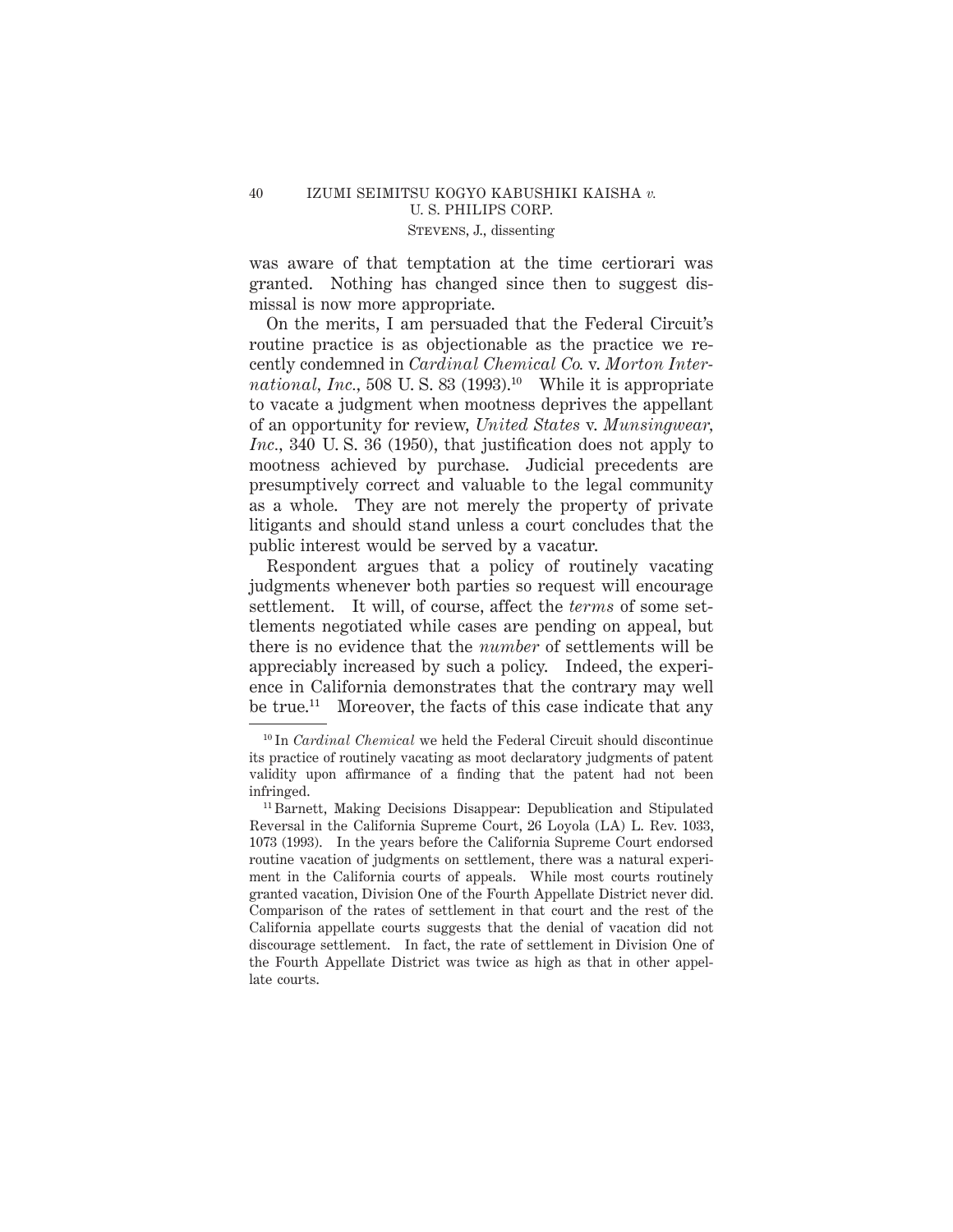was aware of that temptation at the time certiorari was granted. Nothing has changed since then to suggest dismissal is now more appropriate.

On the merits, I am persuaded that the Federal Circuit's routine practice is as objectionable as the practice we recently condemned in *Cardinal Chemical Co.* v. *Morton International, Inc.*, 508 U. S. 83 (1993).[10] While it is appropriate to vacate a judgment when mootness deprives the appellant of an opportunity for review, *United States* v. *Munsingwear, Inc.*, 340 U. S. 36 (1950), that justification does not apply to mootness achieved by purchase. Judicial precedents are presumptively correct and valuable to the legal community as a whole. They are not merely the property of private litigants and should stand unless a court concludes that the public interest would be served by a vacatur.

Respondent argues that a policy of routinely vacating judgments whenever both parties so request will encourage settlement. It will, of course, affect the *terms* of some settlements negotiated while cases are pending on appeal, but there is no evidence that the *number* of settlements will be appreciably increased by such a policy. Indeed, the experience in California demonstrates that the contrary may well be true.[11] Moreover, the facts of this case indicate that any

---

[10] In *Cardinal Chemical* we held the Federal Circuit should discontinue its practice of routinely vacating as moot declaratory judgments of patent validity upon affirmance of a finding that the patent had not been infringed.

[11] Barnett, Making Decisions Disappear: Depublication and Stipulated Reversal in the California Supreme Court, 26 Loyola (LA) L. Rev. 1033, 1073 (1993). In the years before the California Supreme Court endorsed routine vacation of judgments on settlement, there was a natural experiment in the California courts of appeals. While most courts routinely granted vacation, Division One of the Fourth Appellate District never did. Comparison of the rates of settlement in that court and the rest of the California appellate courts suggests that the denial of vacation did not discourage settlement. In fact, the rate of settlement in Division One of the Fourth Appellate District was twice as high as that in other appellate courts.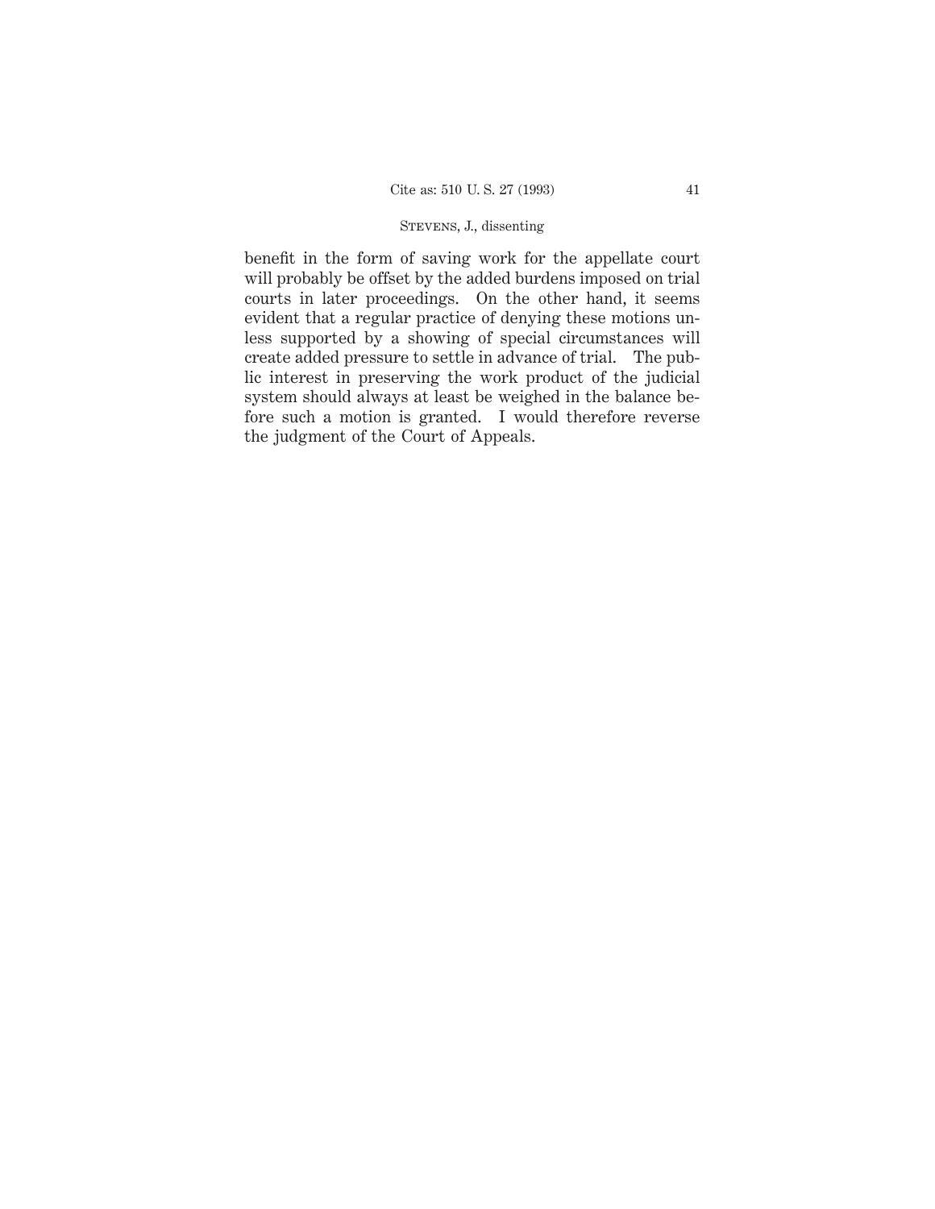benefit in the form of saving work for the appellate court will probably be offset by the added burdens imposed on trial courts in later proceedings. On the other hand, it seems evident that a regular practice of denying these motions unless supported by a showing of special circumstances will create added pressure to settle in advance of trial. The public interest in preserving the work product of the judicial system should always at least be weighed in the balance before such a motion is granted. I would therefore reverse the judgment of the Court of Appeals.